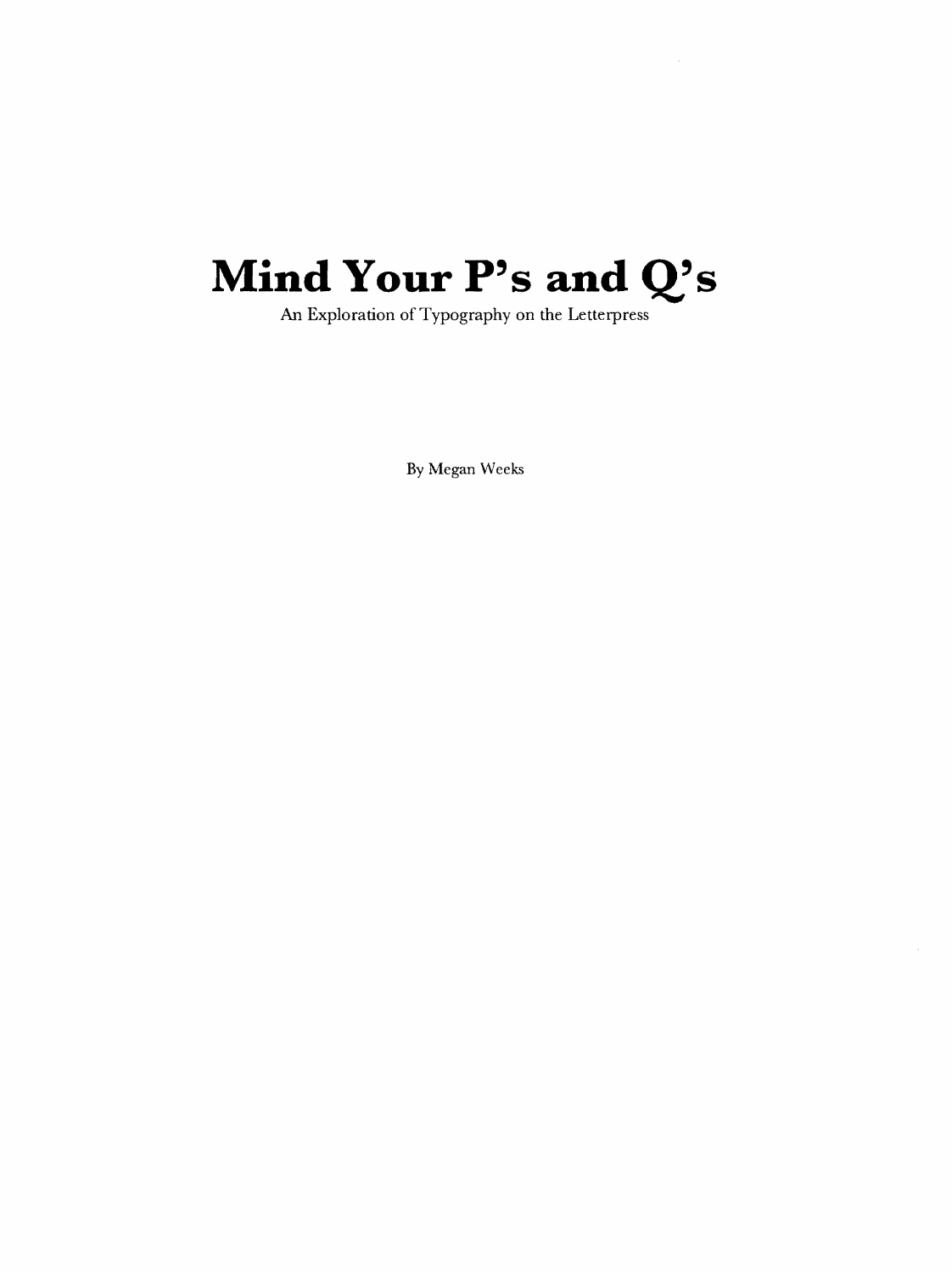# Mind Your P's and Q's

An Exploration of Typography on the Letterpress

By Megan Weeks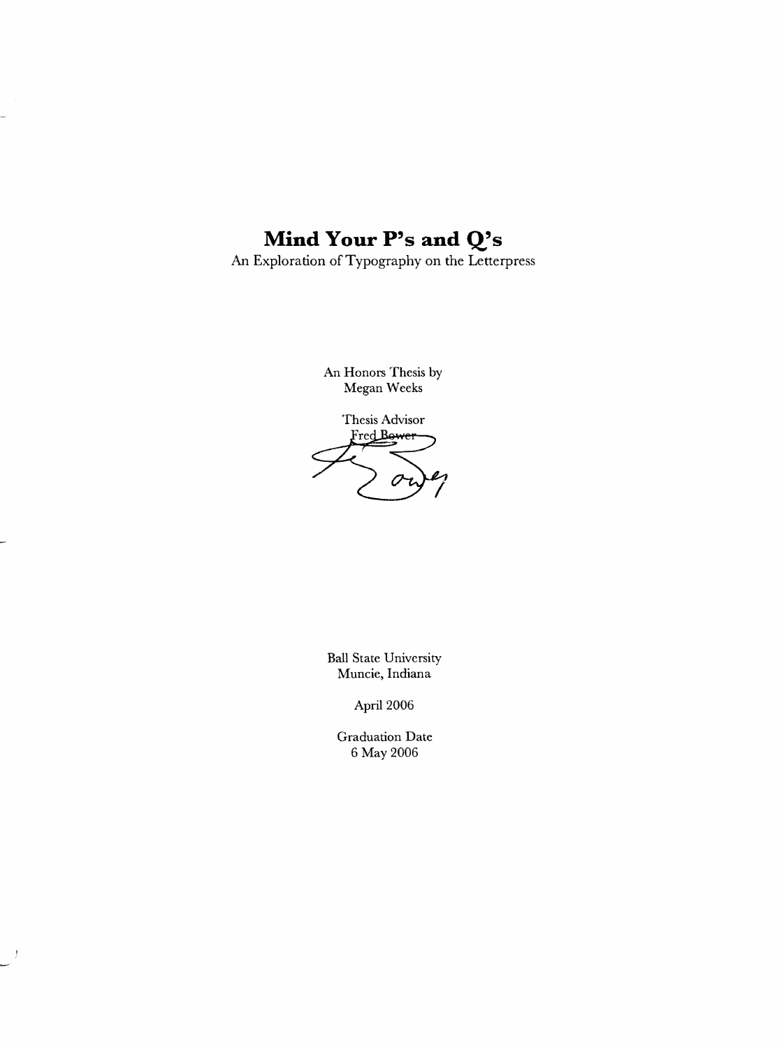# Mind Your P's and Q's

An Exploration of Typography on the Letterpress

An Honors Thesis by
Megan Weeks

Thesis Advisor
Fred Bower

Ball State University
Muncie, Indiana

April 2006

Graduation Date
6 May 2006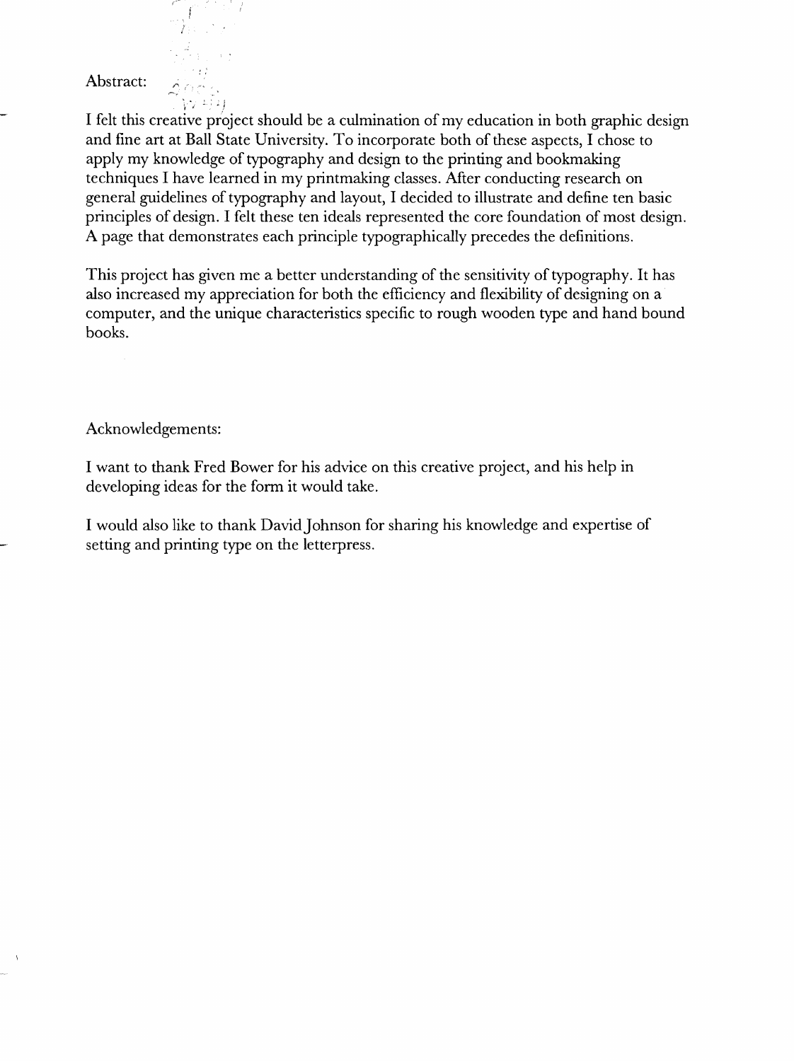Abstract:

I felt this creative project should be a culmination of my education in both graphic design and fine art at Ball State University. To incorporate both of these aspects, I chose to apply my knowledge of typography and design to the printing and bookmaking techniques I have learned in my printmaking classes. After conducting research on general guidelines of typography and layout, I decided to illustrate and define ten basic principles of design. I felt these ten ideals represented the core foundation of most design. A page that demonstrates each principle typographically precedes the definitions.

This project has given me a better understanding of the sensitivity of typography. It has also increased my appreciation for both the efficiency and flexibility of designing on a computer, and the unique characteristics specific to rough wooden type and hand bound books.

Acknowledgements:

I want to thank Fred Bower for his advice on this creative project, and his help in developing ideas for the form it would take.

I would also like to thank David Johnson for sharing his knowledge and expertise of setting and printing type on the letterpress.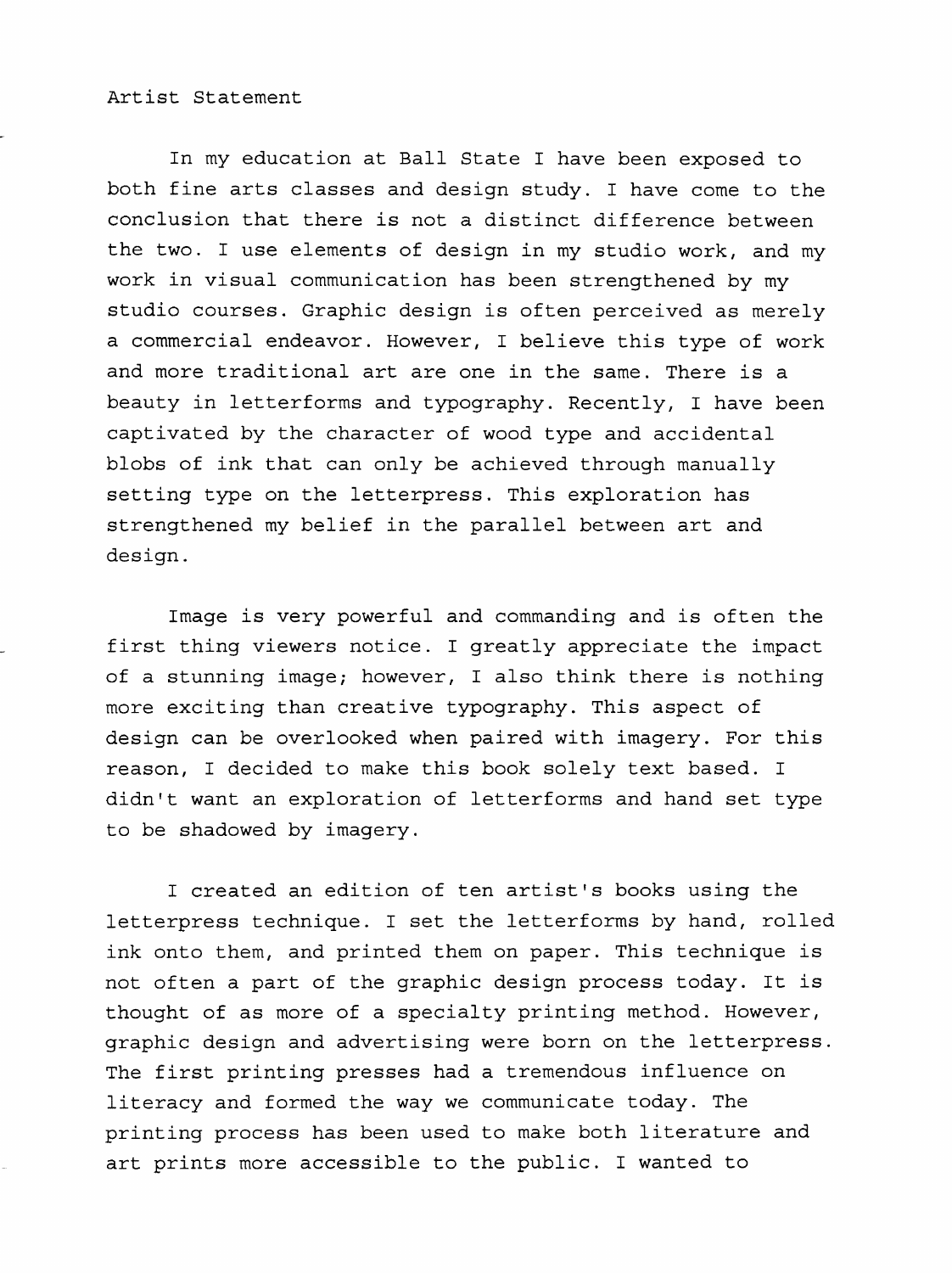Artist Statement

In my education at Ball State I have been exposed to both fine arts classes and design study. I have come to the conclusion that there is not a distinct difference between the two. I use elements of design in my studio work, and my work in visual communication has been strengthened by my studio courses. Graphic design is often perceived as merely a commercial endeavor. However, I believe this type of work and more traditional art are one in the same. There is a beauty in letterforms and typography. Recently, I have been captivated by the character of wood type and accidental blobs of ink that can only be achieved through manually setting type on the letterpress. This exploration has strengthened my belief in the parallel between art and design.

Image is very powerful and commanding and is often the first thing viewers notice. I greatly appreciate the impact of a stunning image; however, I also think there is nothing more exciting than creative typography. This aspect of design can be overlooked when paired with imagery. For this reason, I decided to make this book solely text based. I didn't want an exploration of letterforms and hand set type to be shadowed by imagery.

I created an edition of ten artist's books using the letterpress technique. I set the letterforms by hand, rolled ink onto them, and printed them on paper. This technique is not often a part of the graphic design process today. It is thought of as more of a specialty printing method. However, graphic design and advertising were born on the letterpress. The first printing presses had a tremendous influence on literacy and formed the way we communicate today. The printing process has been used to make both literature and art prints more accessible to the public. I wanted to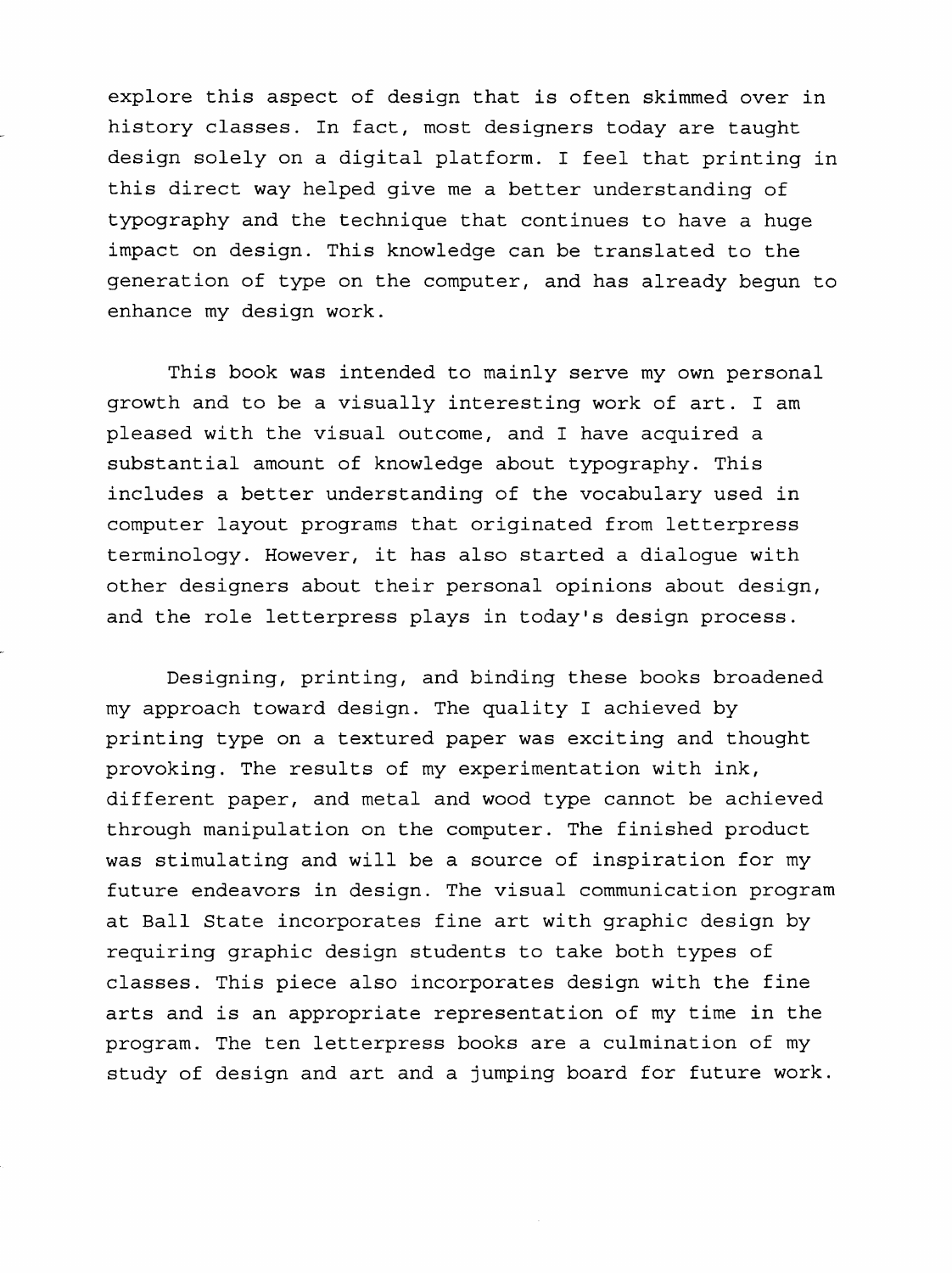explore this aspect of design that is often skimmed over in history classes. In fact, most designers today are taught design solely on a digital platform. I feel that printing in this direct way helped give me a better understanding of typography and the technique that continues to have a huge impact on design. This knowledge can be translated to the generation of type on the computer, and has already begun to enhance my design work.

This book was intended to mainly serve my own personal growth and to be a visually interesting work of art. I am pleased with the visual outcome, and I have acquired a substantial amount of knowledge about typography. This includes a better understanding of the vocabulary used in computer layout programs that originated from letterpress terminology. However, it has also started a dialogue with other designers about their personal opinions about design, and the role letterpress plays in today's design process.

Designing, printing, and binding these books broadened my approach toward design. The quality I achieved by printing type on a textured paper was exciting and thought provoking. The results of my experimentation with ink, different paper, and metal and wood type cannot be achieved through manipulation on the computer. The finished product was stimulating and will be a source of inspiration for my future endeavors in design. The visual communication program at Ball State incorporates fine art with graphic design by requiring graphic design students to take both types of classes. This piece also incorporates design with the fine arts and is an appropriate representation of my time in the program. The ten letterpress books are a culmination of my study of design and art and a jumping board for future work.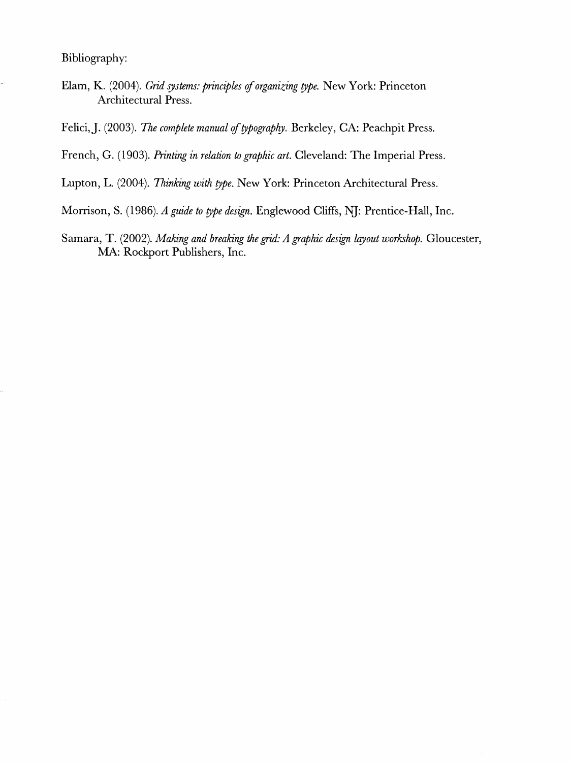Bibliography:

Elam, K. (2004). *Grid systems: principles of organizing type.* New York: Princeton Architectural Press.

Felici, J. (2003). *The complete manual of typography.* Berkeley, CA: Peachpit Press.

French, G. (1903). *Printing in relation to graphic art.* Cleveland: The Imperial Press.

Lupton, L. (2004). *Thinking with type.* New York: Princeton Architectural Press.

Morrison, S. (1986). *A guide to type design.* Englewood Cliffs, NJ: Prentice-Hall, Inc.

Samara, T. (2002). *Making and breaking the grid: A graphic design layout workshop.* Gloucester, MA: Rockport Publishers, Inc.